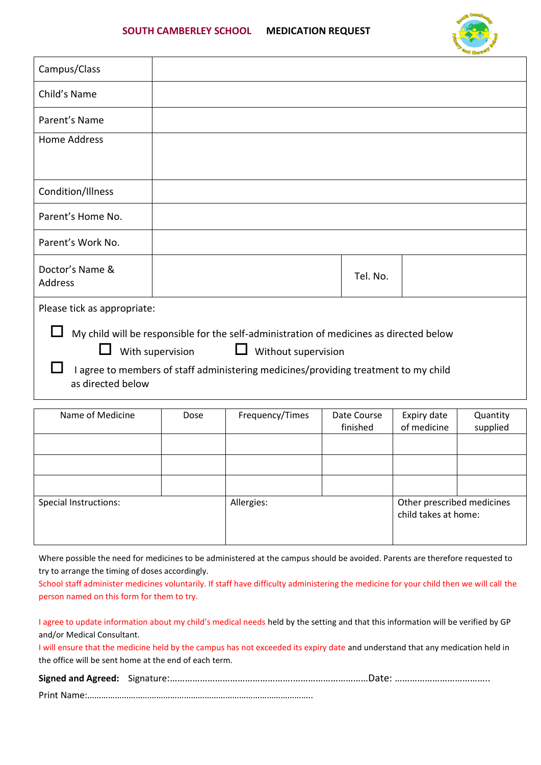# SOUTH CAMBERLEY SCHOOL MEDICATION REQUEST

| | | | |
|---|---|---|---|
| Campus/Class | | | |
| Child's Name | | | |
| Parent's Name | | | |
| Home Address | | | |
| Condition/Illness | | | |
| Parent's Home No. | | | |
| Parent's Work No. | | | |
| Doctor's Name & Address | | Tel. No. | |

Please tick as appropriate:

☐ My child will be responsible for the self-administration of medicines as directed below

☐ With supervision ☐ Without supervision

☐ I agree to members of staff administering medicines/providing treatment to my child as directed below

| Name of Medicine | Dose | Frequency/Times | Date Course finished | Expiry date of medicine | Quantity supplied |
|---|---|---|---|---|---|
| | | | | | |
| | | | | | |
| | | | | | |
| Special Instructions: | | Allergies: | | Other prescribed medicines child takes at home: | |

Where possible the need for medicines to be administered at the campus should be avoided. Parents are therefore requested to try to arrange the timing of doses accordingly.

School staff administer medicines voluntarily. If staff have difficulty administering the medicine for your child then we will call the person named on this form for them to try.

I agree to update information about my child's medical needs held by the setting and that this information will be verified by GP and/or Medical Consultant.

I will ensure that the medicine held by the campus has not exceeded its expiry date and understand that any medication held in the office will be sent home at the end of each term.

**Signed and Agreed:** Signature:……………………………………………………………………Date: ………………………………..

Print Name:…………………………………………………………………………………….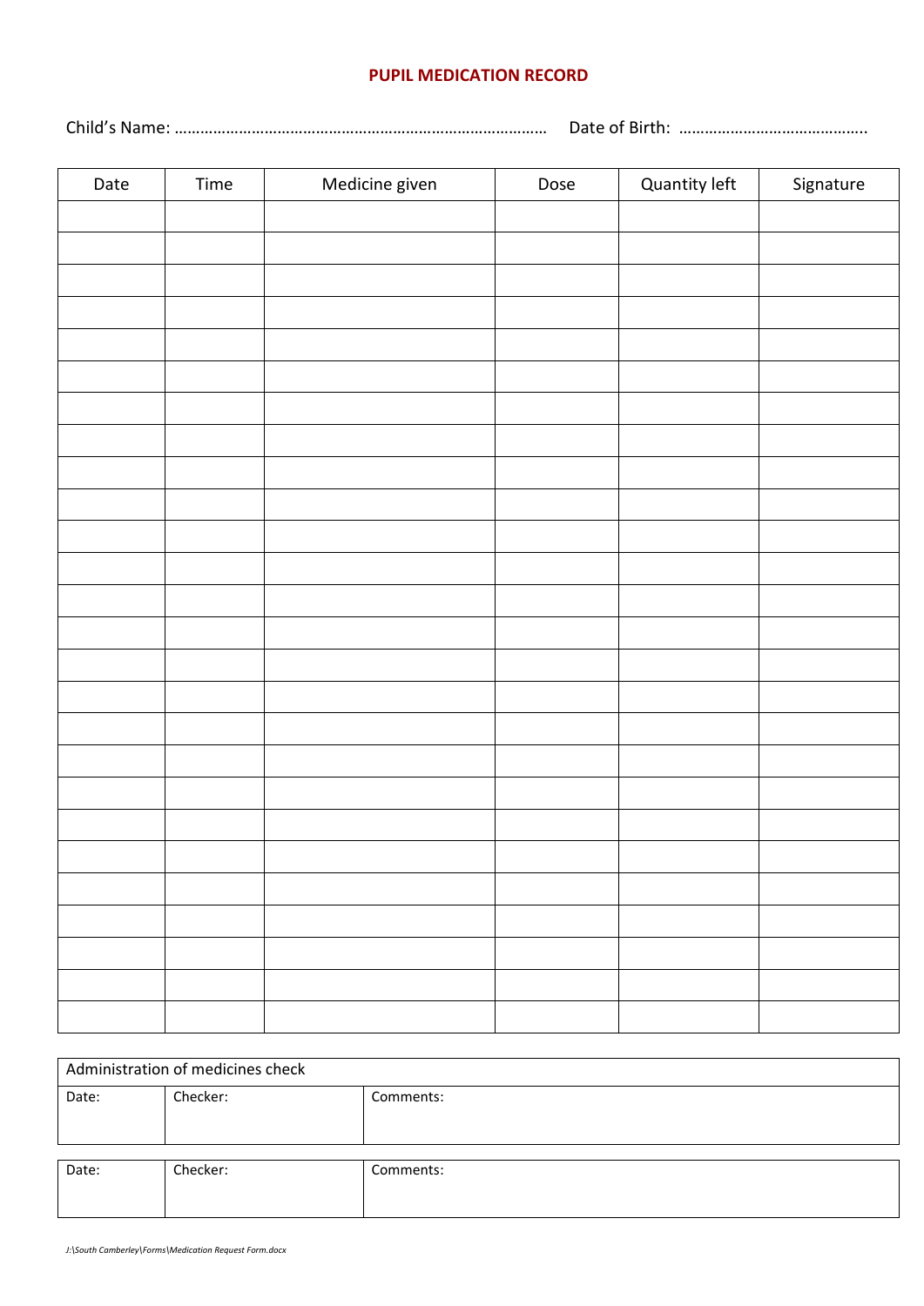# PUPIL MEDICATION RECORD

Child's Name: ………………………………………………………………………… Date of Birth: ……………………………………..

| Date | Time | Medicine given | Dose | Quantity left | Signature |
|---|---|---|---|---|---|
| | | | | | |
| | | | | | |
| | | | | | |
| | | | | | |
| | | | | | |
| | | | | | |
| | | | | | |
| | | | | | |
| | | | | | |
| | | | | | |
| | | | | | |
| | | | | | |
| | | | | | |
| | | | | | |
| | | | | | |
| | | | | | |
| | | | | | |
| | | | | | |
| | | | | | |
| | | | | | |
| | | | | | |
| | | | | | |
| | | | | | |
| | | | | | |
| | | | | | |
| | | | | | |

| Administration of medicines check | | |
|---|---|---|
| Date: | Checker: | Comments: |

| | | |
|---|---|---|
| Date: | Checker: | Comments: |

*J:\South Camberley\Forms\Medication Request Form.docx*